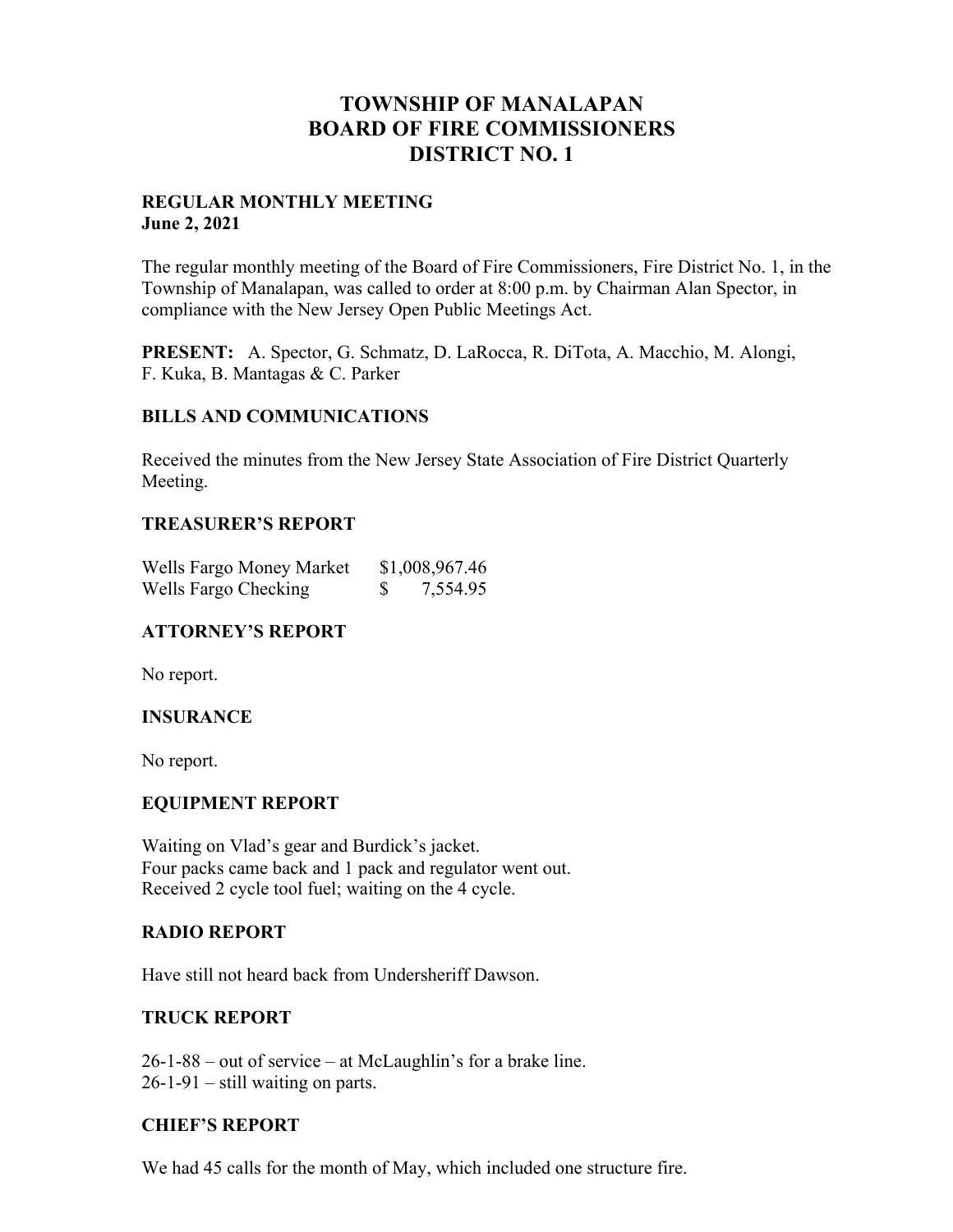# TOWNSHIP OF MANALAPAN
# BOARD OF FIRE COMMISSIONERS
# DISTRICT NO. 1

**REGULAR MONTHLY MEETING**
**June 2, 2021**

The regular monthly meeting of the Board of Fire Commissioners, Fire District No. 1, in the Township of Manalapan, was called to order at 8:00 p.m. by Chairman Alan Spector, in compliance with the New Jersey Open Public Meetings Act.

**PRESENT:** A. Spector, G. Schmatz, D. LaRocca, R. DiTota, A. Macchio, M. Alongi, F. Kuka, B. Mantagas & C. Parker

## BILLS AND COMMUNICATIONS

Received the minutes from the New Jersey State Association of Fire District Quarterly Meeting.

## TREASURER'S REPORT

| | |
|---|---|
| Wells Fargo Money Market | $1,008,967.46 |
| Wells Fargo Checking | $ 7,554.95 |

## ATTORNEY'S REPORT

No report.

## INSURANCE

No report.

## EQUIPMENT REPORT

Waiting on Vlad's gear and Burdick's jacket.
Four packs came back and 1 pack and regulator went out.
Received 2 cycle tool fuel; waiting on the 4 cycle.

## RADIO REPORT

Have still not heard back from Undersheriff Dawson.

## TRUCK REPORT

26-1-88 – out of service – at McLaughlin's for a brake line.
26-1-91 – still waiting on parts.

## CHIEF'S REPORT

We had 45 calls for the month of May, which included one structure fire.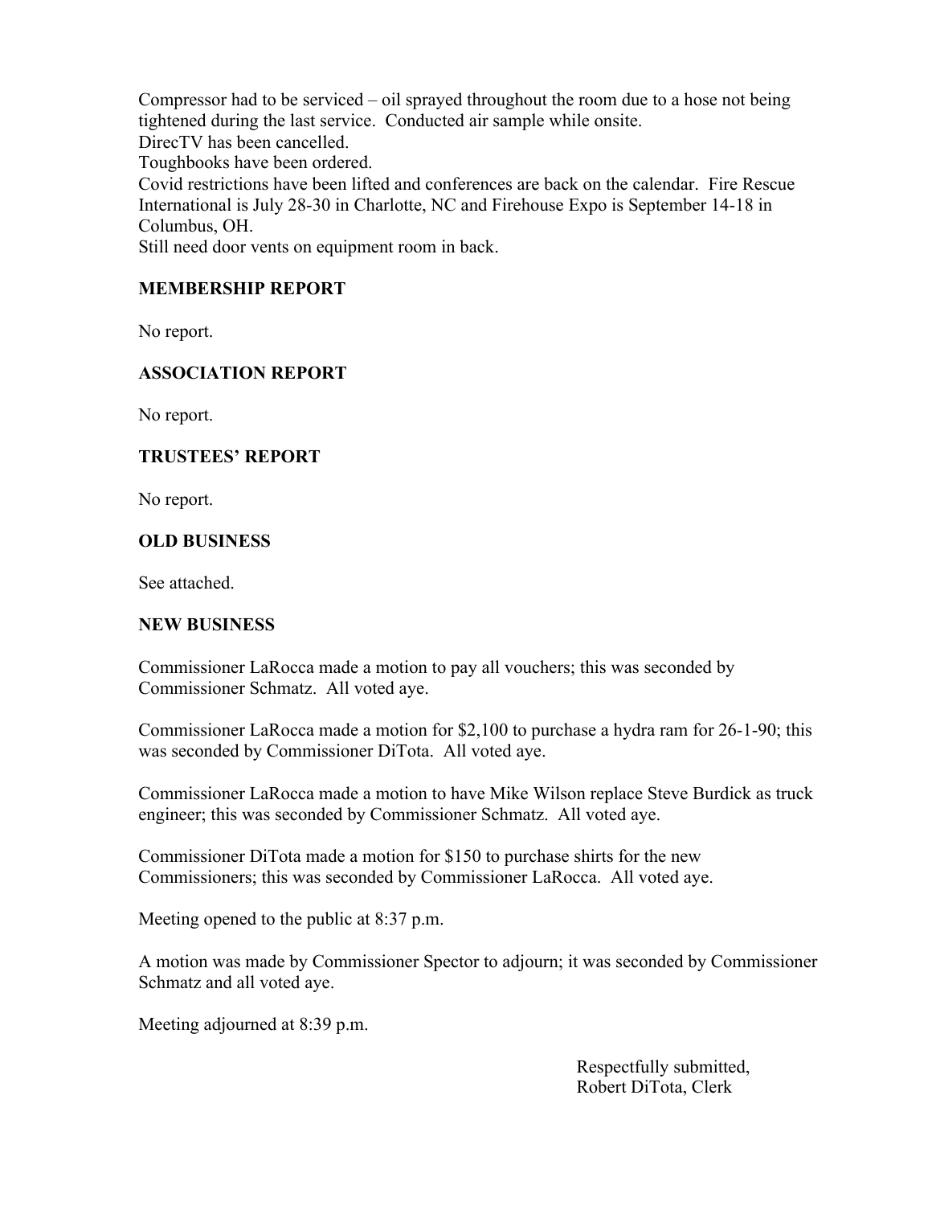Compressor had to be serviced – oil sprayed throughout the room due to a hose not being tightened during the last service. Conducted air sample while onsite.
DirecTV has been cancelled.
Toughbooks have been ordered.
Covid restrictions have been lifted and conferences are back on the calendar. Fire Rescue International is July 28-30 in Charlotte, NC and Firehouse Expo is September 14-18 in Columbus, OH.
Still need door vents on equipment room in back.

**MEMBERSHIP REPORT**

No report.

**ASSOCIATION REPORT**

No report.

**TRUSTEES' REPORT**

No report.

**OLD BUSINESS**

See attached.

**NEW BUSINESS**

Commissioner LaRocca made a motion to pay all vouchers; this was seconded by Commissioner Schmatz. All voted aye.

Commissioner LaRocca made a motion for $2,100 to purchase a hydra ram for 26-1-90; this was seconded by Commissioner DiTota. All voted aye.

Commissioner LaRocca made a motion to have Mike Wilson replace Steve Burdick as truck engineer; this was seconded by Commissioner Schmatz. All voted aye.

Commissioner DiTota made a motion for $150 to purchase shirts for the new Commissioners; this was seconded by Commissioner LaRocca. All voted aye.

Meeting opened to the public at 8:37 p.m.

A motion was made by Commissioner Spector to adjourn; it was seconded by Commissioner Schmatz and all voted aye.

Meeting adjourned at 8:39 p.m.

Respectfully submitted,
Robert DiTota, Clerk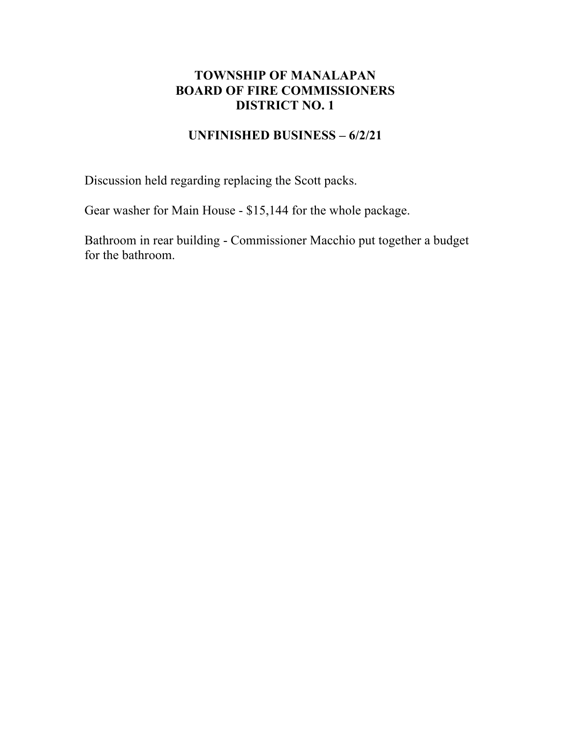# TOWNSHIP OF MANALAPAN
# BOARD OF FIRE COMMISSIONERS
# DISTRICT NO. 1

## UNFINISHED BUSINESS – 6/2/21

Discussion held regarding replacing the Scott packs.

Gear washer for Main House - $15,144 for the whole package.

Bathroom in rear building - Commissioner Macchio put together a budget for the bathroom.